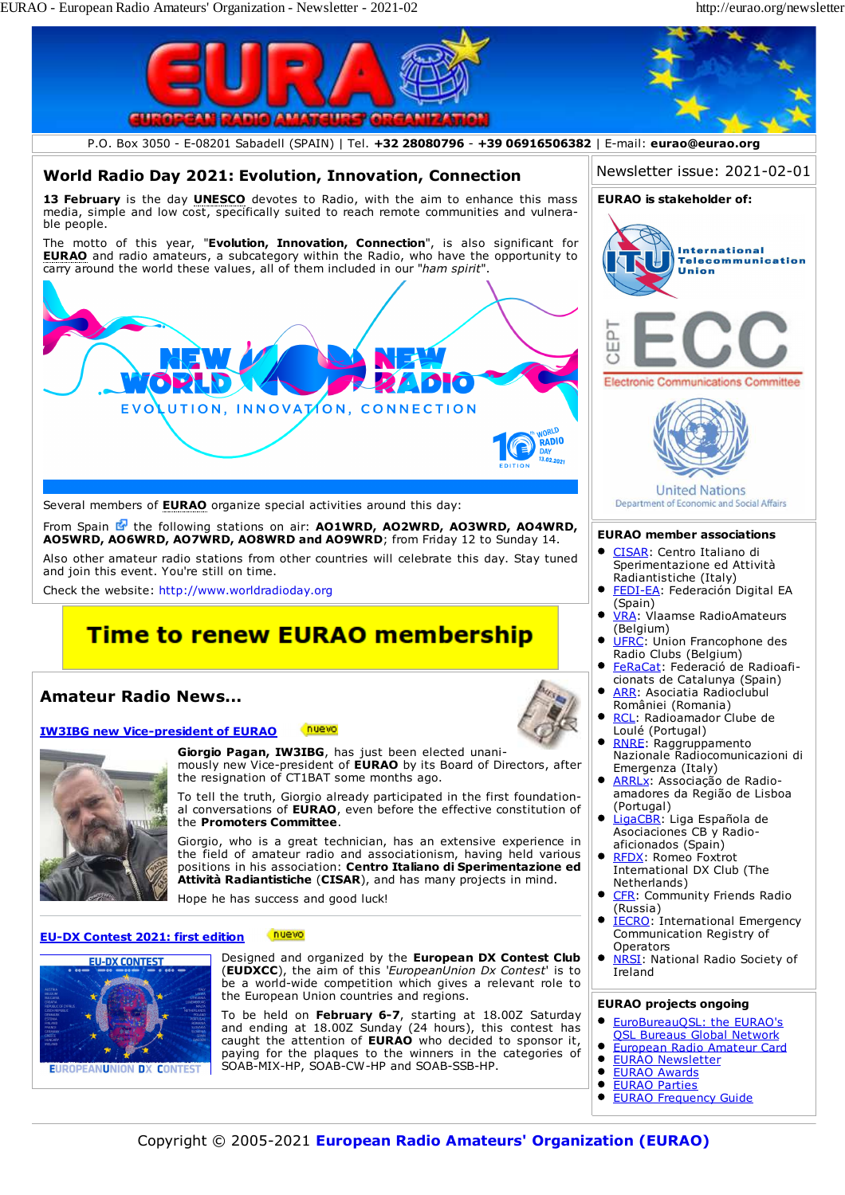# EURAO - European Radio Amateurs' Organization

P.O. Box 3050 - E-08201 Sabadell (SPAIN) | Tel. **+32 28080796** - **+39 06916506382** | E-mail: **eurao@eurao.org**

## World Radio Day 2021: Evolution, Innovation, Connection

**13 February** is the day **UNESCO** devotes to Radio, with the aim to enhance this mass media, simple and low cost, specifically suited to reach remote communities and vulnerable people.

The motto of this year, "**Evolution, Innovation, Connection**", is also significant for **EURAO** and radio amateurs, a subcategory within the Radio, who have the opportunity to carry around the world these values, all of them included in our "*ham spirit*".

Several members of **EURAO** organize special activities around this day:

From Spain the following stations on air: **AO1WRD, AO2WRD, AO3WRD, AO4WRD, AO5WRD, AO6WRD, AO7WRD, AO8WRD and AO9WRD**; from Friday 12 to Sunday 14.

Also other amateur radio stations from other countries will celebrate this day. Stay tuned and join this event. You're still on time.

Check the website: http://www.worldradioday.org

**Time to renew EURAO membership**

## Amateur Radio News...

### IW3IBG new Vice-president of EURAO

nuevo

**Giorgio Pagan, IW3IBG**, has just been elected unanimously new Vice-president of **EURAO** by its Board of Directors, after the resignation of CT1BAT some months ago.

To tell the truth, Giorgio already participated in the first foundational conversations of **EURAO**, even before the effective constitution of the **Promoters Committee**.

Giorgio, who is a great technician, has an extensive experience in the field of amateur radio and associationism, having held various positions in his association: **Centro Italiano di Sperimentazione ed Attività Radiantistiche** (**CISAR**), and has many projects in mind.

Hope he has success and good luck!

### EU-DX Contest 2021: first edition

nuevo

Designed and organized by the **European DX Contest Club** (**EUDXCC**), the aim of this '*EuropeanUnion Dx Contest*' is to be a world-wide competition which gives a relevant role to the European Union countries and regions.

To be held on **February 6-7**, starting at 18.00Z Saturday and ending at 18.00Z Sunday (24 hours), this contest has caught the attention of **EURAO** who decided to sponsor it, paying for the plaques to the winners in the categories of SOAB-MIX-HP, SOAB-CW-HP and SOAB-SSB-HP.

---

Newsletter issue: 2021-02-01

### EURAO is stakeholder of:

- International Telecommunication Union
- CEPT ECC - Electronic Communications Committee
- United Nations - Department of Economic and Social Affairs

### EURAO member associations

- CISAR: Centro Italiano di Sperimentazione ed Attività Radiantistiche (Italy)
- FEDI-EA: Federación Digital EA (Spain)
- VRA: Vlaamse RadioAmateurs (Belgium)
- UFRC: Union Francophone des Radio Clubs (Belgium)
- FeRaCat: Federació de Radioaficionats de Catalunya (Spain)
- ARR: Asociatia Radioclubul României (Romania)
- RCL: Radioamador Clube de Loulé (Portugal)
- RNRE: Raggruppamento Nazionale Radiocomunicazioni di Emergenza (Italy)
- ARRLx: Associação de Radioamadores da Região de Lisboa (Portugal)
- LigaCBR: Liga Española de Asociaciones CB y Radioaficionados (Spain)
- RFDX: Romeo Foxtrot International DX Club (The Netherlands)
- CFR: Community Friends Radio (Russia)
- IECRO: International Emergency Communication Registry of Operators
- NRSI: National Radio Society of Ireland

### EURAO projects ongoing

- EuroBureauQSL: the EURAO's QSL Bureaus Global Network
- European Radio Amateur Card
- EURAO Newsletter
- EURAO Awards
- EURAO Parties
- EURAO Frequency Guide

Copyright © 2005-2021 **European Radio Amateurs' Organization (EURAO)**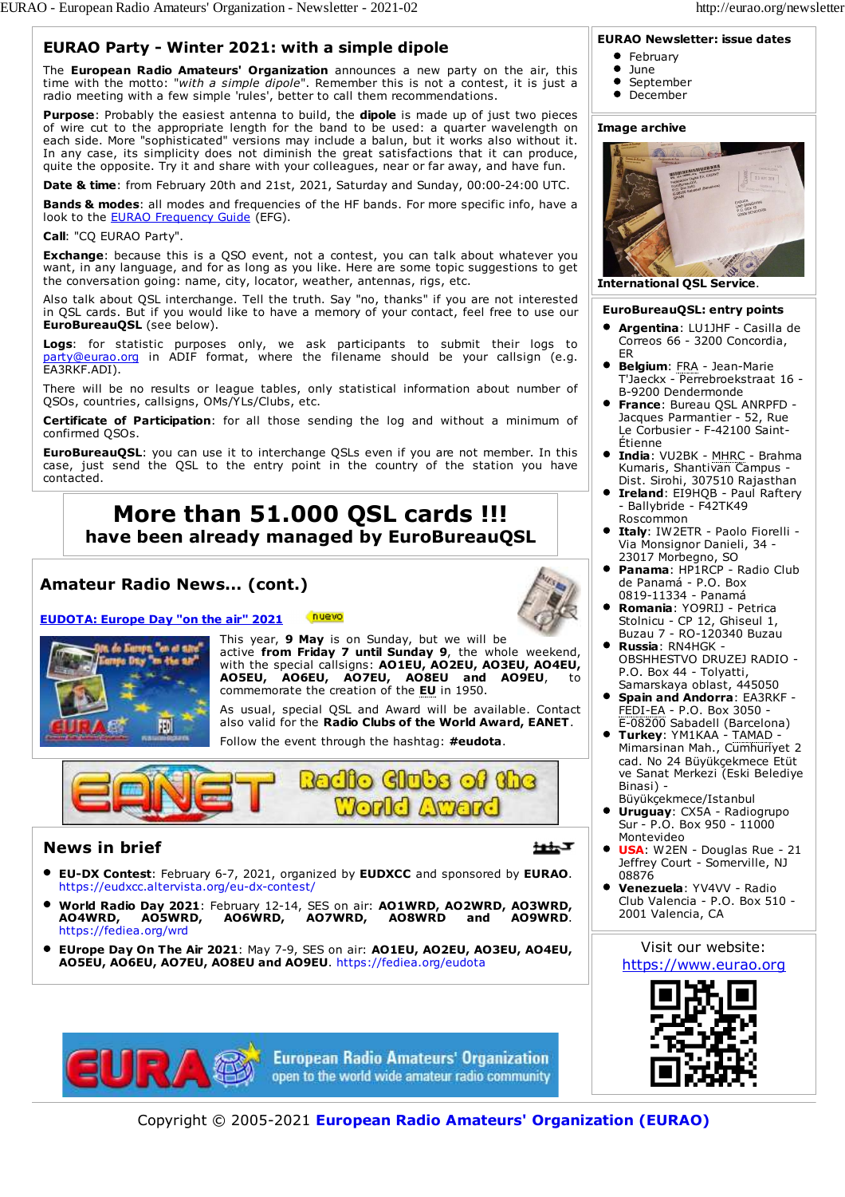## EURAO Party - Winter 2021: with a simple dipole

The **European Radio Amateurs' Organization** announces a new party on the air, this time with the motto: "*with a simple dipole*". Remember this is not a contest, it is just a radio meeting with a few simple 'rules', better to call them recommendations.

**Purpose**: Probably the easiest antenna to build, the **dipole** is made up of just two pieces of wire cut to the appropriate length for the band to be used: a quarter wavelength on each side. More "sophisticated" versions may include a balun, but it works also without it. In any case, its simplicity does not diminish the great satisfactions that it can produce, quite the opposite. Try it and share with your colleagues, near or far away, and have fun.

**Date & time**: from February 20th and 21st, 2021, Saturday and Sunday, 00:00-24:00 UTC.

**Bands & modes**: all modes and frequencies of the HF bands. For more specific info, have a look to the EURAO Frequency Guide (EFG).

**Call**: "CQ EURAO Party".

**Exchange**: because this is a QSO event, not a contest, you can talk about whatever you want, in any language, and for as long as you like. Here are some topic suggestions to get the conversation going: name, city, locator, weather, antennas, rigs, etc.

Also talk about QSL interchange. Tell the truth. Say "no, thanks" if you are not interested in QSL cards. But if you would like to have a memory of your contact, feel free to use our **EuroBureauQSL** (see below).

**Logs**: for statistic purposes only, we ask participants to submit their logs to party@eurao.org in ADIF format, where the filename should be your callsign (e.g. EA3RKF.ADI).

There will be no results or league tables, only statistical information about number of QSOs, countries, callsigns, OMs/YLs/Clubs, etc.

**Certificate of Participation**: for all those sending the log and without a minimum of confirmed QSOs.

**EuroBureauQSL**: you can use it to interchange QSLs even if you are not member. In this case, just send the QSL to the entry point in the country of the station you have contacted.

# More than 51.000 QSL cards !!!
## have been already managed by EuroBureauQSL

## Amateur Radio News... (cont.)

**EUDOTA: Europe Day "on the air" 2021** nuevo

This year, **9 May** is on Sunday, but we will be active **from Friday 7 until Sunday 9**, the whole weekend, with the special callsigns: **AO1EU, AO2EU, AO3EU, AO4EU, AO5EU, AO6EU, AO7EU, AO8EU and AO9EU**, to commemorate the creation of the **EU** in 1950.

As usual, special QSL and Award will be available. Contact also valid for the **Radio Clubs of the World Award, EANET**.

Follow the event through the hashtag: **#eudota**.

EANET Radio Clubs of the World Award

## News in brief

- **EU-DX Contest**: February 6-7, 2021, organized by **EUDXCC** and sponsored by **EURAO**. https://eudxcc.altervista.org/eu-dx-contest/
- **World Radio Day 2021**: February 12-14, SES on air: **AO1WRD, AO2WRD, AO3WRD, AO4WRD, AO5WRD, AO6WRD, AO7WRD, AO8WRD and AO9WRD**. https://fediea.org/wrd
- **EUrope Day On The Air 2021**: May 7-9, SES on air: **AO1EU, AO2EU, AO3EU, AO4EU, AO5EU, AO6EU, AO7EU, AO8EU and AO9EU**. https://fediea.org/eudota

EURAO European Radio Amateurs' Organization
open to the world wide amateur radio community

### EURAO Newsletter: issue dates

- February
- June
- September
- December

### Image archive

International QSL Service.

### EuroBureauQSL: entry points

- **Argentina**: LU1JHF - Casilla de Correos 66 - 3200 Concordia, ER
- **Belgium**: FRA - Jean-Marie T'Jaeckx - Perrebroekstraat 16 - B-9200 Dendermonde
- **France**: Bureau QSL ANRPFD - Jacques Parmantier - 52, Rue Le Corbusier - F-42100 Saint-Étienne
- **India**: VU2BK - MHRC - Brahma Kumaris, Shantivan Campus - Dist. Sirohi, 307510 Rajasthan
- **Ireland**: EI9HQB - Paul Raftery - Ballybride - F42TK49 Roscommon
- **Italy**: IW2ETR - Paolo Fiorelli - Via Monsignor Danieli, 34 - 23017 Morbegno, SO
- **Panama**: HP1RCP - Radio Club de Panamá - P.O. Box 0819-11334 - Panamá
- **Romania**: YO9RIJ - Petrica Stolnicu - CP 12, Ghiseul 1, Buzau 7 - RO-120340 Buzau
- **Russia**: RN4HGK - OBSHHESTVO DRUZEJ RADIO - P.O. Box 44 - Tolyatti, Samarskaya oblast, 445050
- **Spain and Andorra**: EA3RKF - FEDI-EA - P.O. Box 3050 - E-08200 Sabadell (Barcelona)
- **Turkey**: YM1KAA - TAMAD - Mimarsinan Mah., Cumhuriyet 2 cad. No 24 Büyükçekmece Etüt ve Sanat Merkezi (Eski Belediye Binasi) - Büyükçekmece/Istanbul
- **Uruguay**: CX5A - Radiogrupo Sur - P.O. Box 950 - 11000 Montevideo
- **USA**: W2EN - Douglas Rue - 21 Jeffrey Court - Somerville, NJ 08876
- **Venezuela**: YV4VV - Radio Club Valencia - P.O. Box 510 - 2001 Valencia, CA

Visit our website:
https://www.eurao.org

Copyright © 2005-2021 **European Radio Amateurs' Organization (EURAO)**